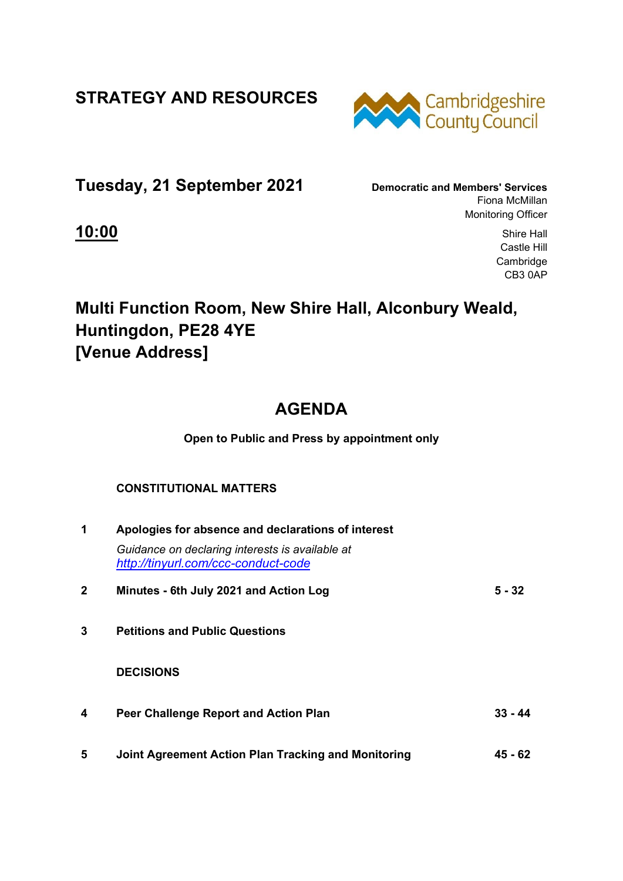# STRATEGY AND RESOURCES

Cambridgeshire County Council

## Tuesday, 21 September 2021

**Democratic and Members' Services**
Fiona McMillan
Monitoring Officer

Shire Hall
Castle Hill
Cambridge
CB3 0AP

## 10:00

## Multi Function Room, New Shire Hall, Alconbury Weald, Huntingdon, PE28 4YE [Venue Address]

# AGENDA

**Open to Public and Press by appointment only**

**CONSTITUTIONAL MATTERS**

| | | |
|---|---|---|
| **1** | **Apologies for absence and declarations of interest**<br>*Guidance on declaring interests is available at [http://tinyurl.com/ccc-conduct-code](http://tinyurl.com/ccc-conduct-code)* | |
| **2** | **Minutes - 6th July 2021 and Action Log** | **5 - 32** |
| **3** | **Petitions and Public Questions** | |

**DECISIONS**

| | | |
|---|---|---|
| **4** | **Peer Challenge Report and Action Plan** | **33 - 44** |
| **5** | **Joint Agreement Action Plan Tracking and Monitoring** | **45 - 62** |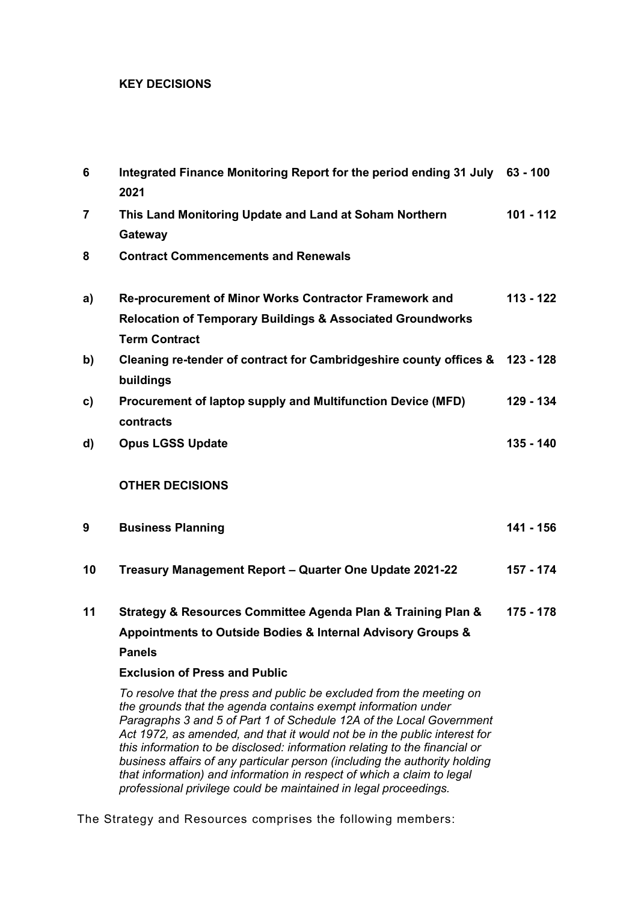**KEY DECISIONS**

| | | |
|---|---|---|
| **6** | **Integrated Finance Monitoring Report for the period ending 31 July 2021** | **63 - 100** |
| **7** | **This Land Monitoring Update and Land at Soham Northern Gateway** | **101 - 112** |
| **8** | **Contract Commencements and Renewals** | |
| **a)** | **Re-procurement of Minor Works Contractor Framework and Relocation of Temporary Buildings & Associated Groundworks Term Contract** | **113 - 122** |
| **b)** | **Cleaning re-tender of contract for Cambridgeshire county offices & buildings** | **123 - 128** |
| **c)** | **Procurement of laptop supply and Multifunction Device (MFD) contracts** | **129 - 134** |
| **d)** | **Opus LGSS Update** | **135 - 140** |

**OTHER DECISIONS**

| | | |
|---|---|---|
| **9** | **Business Planning** | **141 - 156** |
| **10** | **Treasury Management Report – Quarter One Update 2021-22** | **157 - 174** |
| **11** | **Strategy & Resources Committee Agenda Plan & Training Plan & Appointments to Outside Bodies & Internal Advisory Groups & Panels** | **175 - 178** |

**Exclusion of Press and Public**

*To resolve that the press and public be excluded from the meeting on the grounds that the agenda contains exempt information under Paragraphs 3 and 5 of Part 1 of Schedule 12A of the Local Government Act 1972, as amended, and that it would not be in the public interest for this information to be disclosed: information relating to the financial or business affairs of any particular person (including the authority holding that information) and information in respect of which a claim to legal professional privilege could be maintained in legal proceedings.*

The Strategy and Resources comprises the following members: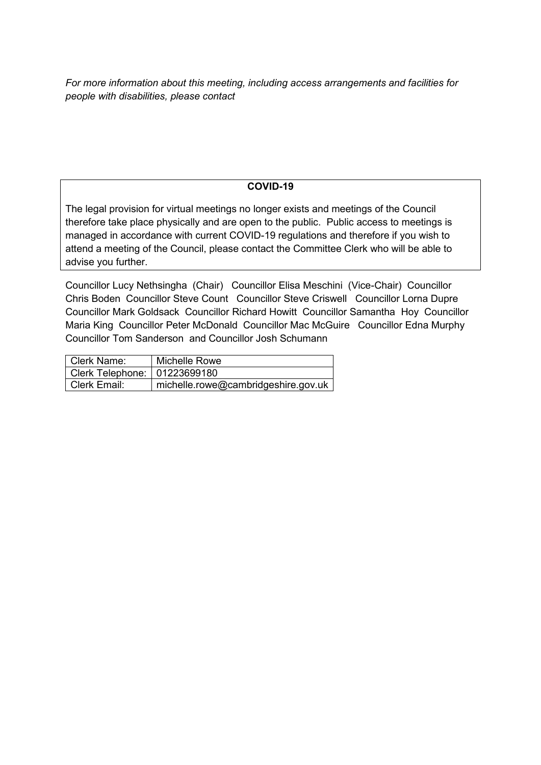*For more information about this meeting, including access arrangements and facilities for people with disabilities, please contact*

**COVID-19**

The legal provision for virtual meetings no longer exists and meetings of the Council therefore take place physically and are open to the public. Public access to meetings is managed in accordance with current COVID-19 regulations and therefore if you wish to attend a meeting of the Council, please contact the Committee Clerk who will be able to advise you further.

Councillor Lucy Nethsingha (Chair) Councillor Elisa Meschini (Vice-Chair) Councillor Chris Boden Councillor Steve Count Councillor Steve Criswell Councillor Lorna Dupre Councillor Mark Goldsack Councillor Richard Howitt Councillor Samantha Hoy Councillor Maria King Councillor Peter McDonald Councillor Mac McGuire Councillor Edna Murphy Councillor Tom Sanderson and Councillor Josh Schumann

| | |
|---|---|
| Clerk Name: | Michelle Rowe |
| Clerk Telephone: | 01223699180 |
| Clerk Email: | michelle.rowe@cambridgeshire.gov.uk |